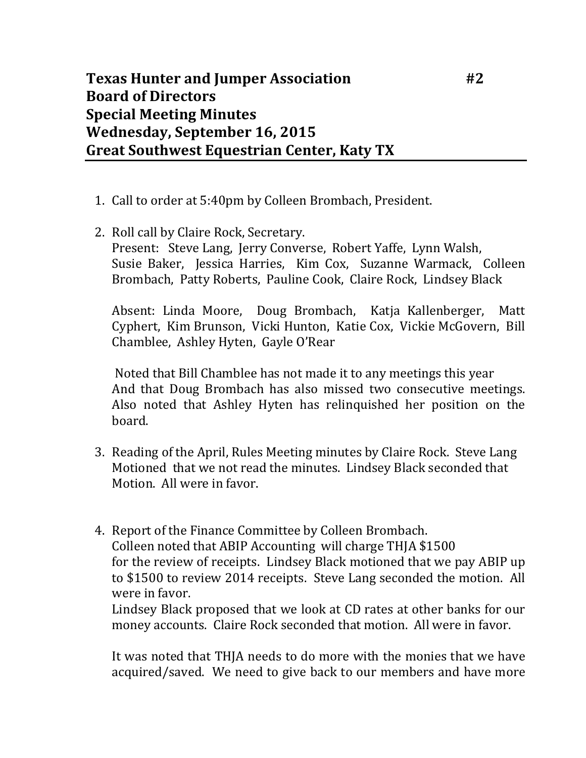**Texas Hunter and Jumper Association #2**
**Board of Directors**
**Special Meeting Minutes**
**Wednesday, September 16, 2015**
**Great Southwest Equestrian Center, Katy TX**

1. Call to order at 5:40pm by Colleen Brombach, President.

2. Roll call by Claire Rock, Secretary.
   Present: Steve Lang, Jerry Converse, Robert Yaffe, Lynn Walsh, Susie Baker, Jessica Harries, Kim Cox, Suzanne Warmack, Colleen Brombach, Patty Roberts, Pauline Cook, Claire Rock, Lindsey Black

   Absent: Linda Moore, Doug Brombach, Katja Kallenberger, Matt Cyphert, Kim Brunson, Vicki Hunton, Katie Cox, Vickie McGovern, Bill Chamblee, Ashley Hyten, Gayle O'Rear

   Noted that Bill Chamblee has not made it to any meetings this year And that Doug Brombach has also missed two consecutive meetings. Also noted that Ashley Hyten has relinquished her position on the board.

3. Reading of the April, Rules Meeting minutes by Claire Rock. Steve Lang Motioned that we not read the minutes. Lindsey Black seconded that Motion. All were in favor.

4. Report of the Finance Committee by Colleen Brombach.
   Colleen noted that ABIP Accounting will charge THJA $1500 for the review of receipts. Lindsey Black motioned that we pay ABIP up to $1500 to review 2014 receipts. Steve Lang seconded the motion. All were in favor.
   Lindsey Black proposed that we look at CD rates at other banks for our money accounts. Claire Rock seconded that motion. All were in favor.

   It was noted that THJA needs to do more with the monies that we have acquired/saved. We need to give back to our members and have more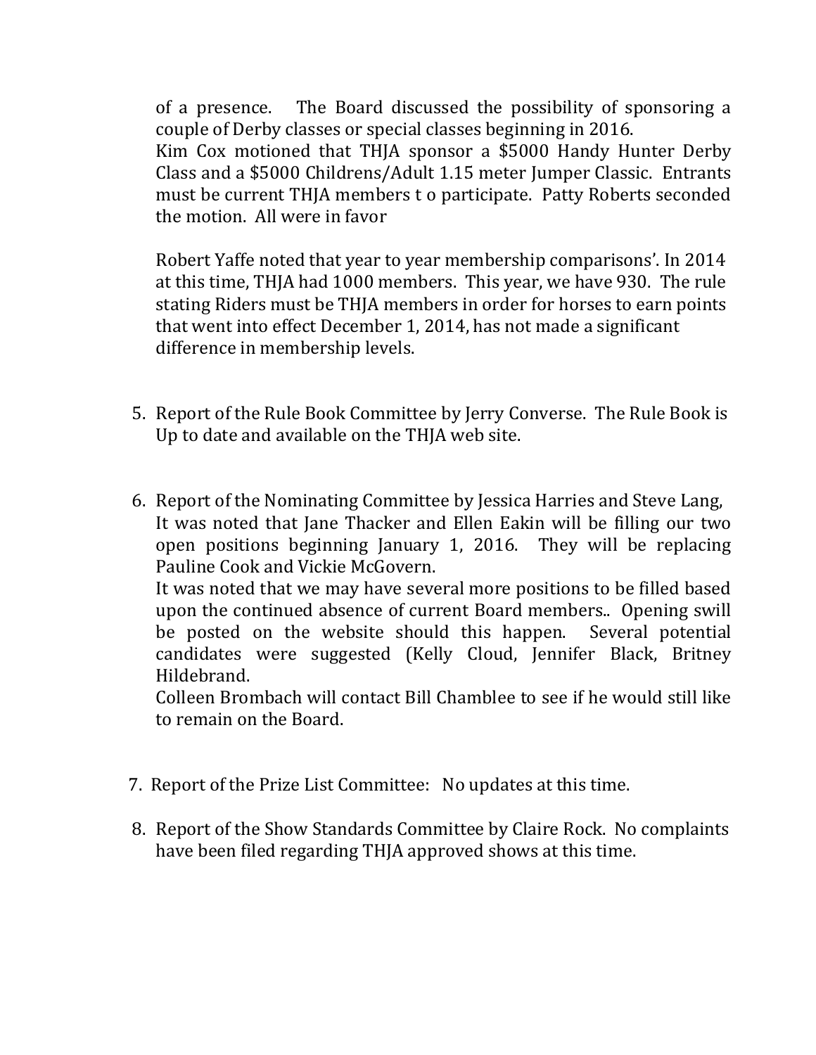of a presence. The Board discussed the possibility of sponsoring a couple of Derby classes or special classes beginning in 2016.
Kim Cox motioned that THJA sponsor a $5000 Handy Hunter Derby Class and a $5000 Childrens/Adult 1.15 meter Jumper Classic. Entrants must be current THJA members t o participate. Patty Roberts seconded the motion. All were in favor

Robert Yaffe noted that year to year membership comparisons'. In 2014 at this time, THJA had 1000 members. This year, we have 930. The rule stating Riders must be THJA members in order for horses to earn points that went into effect December 1, 2014, has not made a significant difference in membership levels.

5. Report of the Rule Book Committee by Jerry Converse. The Rule Book is Up to date and available on the THJA web site.

6. Report of the Nominating Committee by Jessica Harries and Steve Lang, It was noted that Jane Thacker and Ellen Eakin will be filling our two open positions beginning January 1, 2016. They will be replacing Pauline Cook and Vickie McGovern.
It was noted that we may have several more positions to be filled based upon the continued absence of current Board members.. Opening swill be posted on the website should this happen. Several potential candidates were suggested (Kelly Cloud, Jennifer Black, Britney Hildebrand.
Colleen Brombach will contact Bill Chamblee to see if he would still like to remain on the Board.

7. Report of the Prize List Committee: No updates at this time.

8. Report of the Show Standards Committee by Claire Rock. No complaints have been filed regarding THJA approved shows at this time.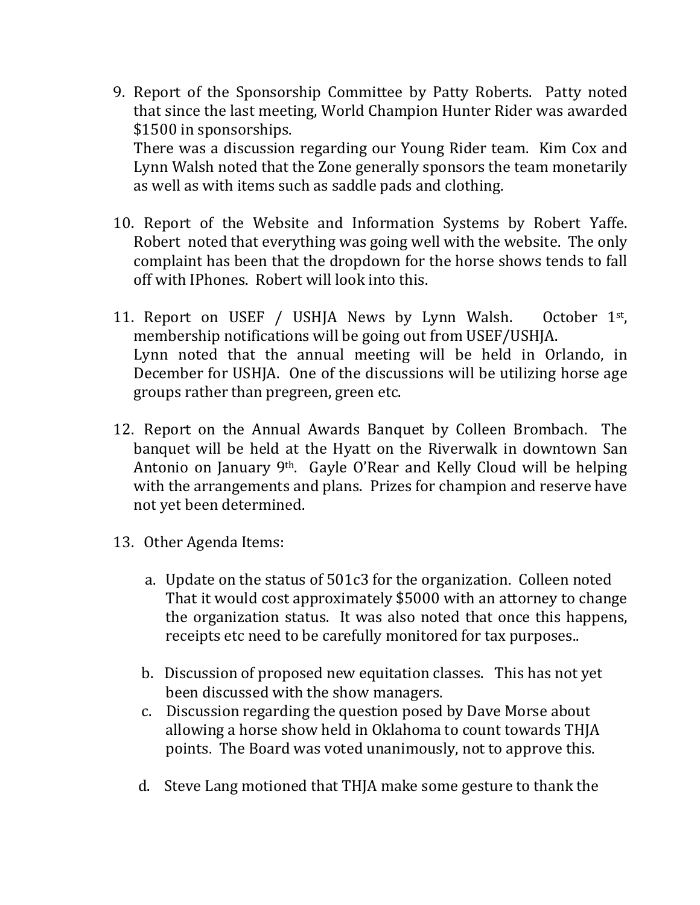9. Report of the Sponsorship Committee by Patty Roberts. Patty noted that since the last meeting, World Champion Hunter Rider was awarded $1500 in sponsorships.
   There was a discussion regarding our Young Rider team. Kim Cox and Lynn Walsh noted that the Zone generally sponsors the team monetarily as well as with items such as saddle pads and clothing.

10. Report of the Website and Information Systems by Robert Yaffe. Robert noted that everything was going well with the website. The only complaint has been that the dropdown for the horse shows tends to fall off with IPhones. Robert will look into this.

11. Report on USEF / USHJA News by Lynn Walsh. October 1st, membership notifications will be going out from USEF/USHJA.
    Lynn noted that the annual meeting will be held in Orlando, in December for USHJA. One of the discussions will be utilizing horse age groups rather than pregreen, green etc.

12. Report on the Annual Awards Banquet by Colleen Brombach. The banquet will be held at the Hyatt on the Riverwalk in downtown San Antonio on January 9th. Gayle O'Rear and Kelly Cloud will be helping with the arrangements and plans. Prizes for champion and reserve have not yet been determined.

13. Other Agenda Items:

    a. Update on the status of 501c3 for the organization. Colleen noted That it would cost approximately $5000 with an attorney to change the organization status. It was also noted that once this happens, receipts etc need to be carefully monitored for tax purposes..

    b. Discussion of proposed new equitation classes. This has not yet been discussed with the show managers.

    c. Discussion regarding the question posed by Dave Morse about allowing a horse show held in Oklahoma to count towards THJA points. The Board was voted unanimously, not to approve this.

    d. Steve Lang motioned that THJA make some gesture to thank the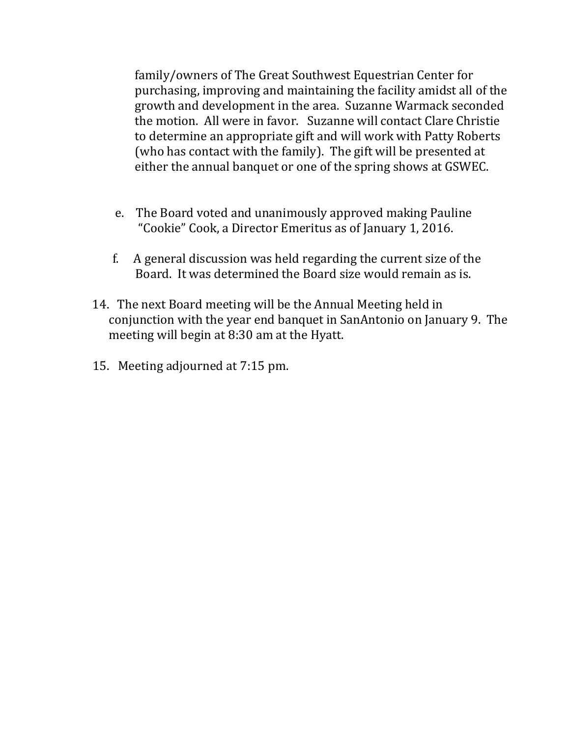family/owners of The Great Southwest Equestrian Center for purchasing, improving and maintaining the facility amidst all of the growth and development in the area. Suzanne Warmack seconded the motion. All were in favor. Suzanne will contact Clare Christie to determine an appropriate gift and will work with Patty Roberts (who has contact with the family). The gift will be presented at either the annual banquet or one of the spring shows at GSWEC.

e. The Board voted and unanimously approved making Pauline "Cookie" Cook, a Director Emeritus as of January 1, 2016.

f. A general discussion was held regarding the current size of the Board. It was determined the Board size would remain as is.

14. The next Board meeting will be the Annual Meeting held in conjunction with the year end banquet in SanAntonio on January 9. The meeting will begin at 8:30 am at the Hyatt.

15. Meeting adjourned at 7:15 pm.